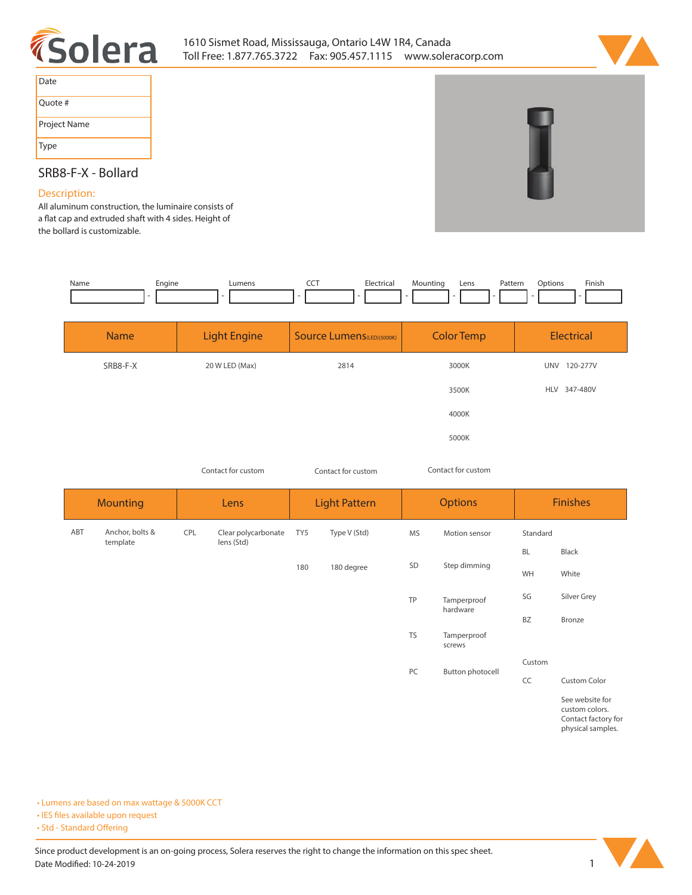# Solera

1610 Sismet Road, Mississauga, Ontario L4W 1R4, Canada
Toll Free: 1.877.765.3722 Fax: 905.457.1115 www.soleracorp.com

| Date | |
|---|---|
| Quote # | |
| Project Name | |
| Type | |

## SRB8-F-X - Bollard

### Description:

All aluminum construction, the luminaire consists of a flat cap and extruded shaft with 4 sides. Height of the bollard is customizable.

| Name | Engine | Lumens | CCT | Electrical | Mounting | Lens | Pattern | Options | Finish |
|---|---|---|---|---|---|---|---|---|---|
| | | | | | | | | | |

| Name | Light Engine | Source Lumens(LED)(5000K) | Color Temp | Electrical |
|---|---|---|---|---|
| SRB8-F-X | 20 W LED (Max) | 2814 | 3000K | UNV 120-277V |
| | | | 3500K | HLV 347-480V |
| | | | 4000K | |
| | | | 5000K | |
| | Contact for custom | Contact for custom | Contact for custom | |

| Mounting | | Lens | | Light Pattern | | Options | | Finishes | |
|---|---|---|---|---|---|---|---|---|---|
| ABT | Anchor, bolts & template | CPL | Clear polycarbonate lens (Std) | TY5 | Type V (Std) | MS | Motion sensor | Standard | |
| | | | | 180 | 180 degree | SD | Step dimming | BL | Black |
| | | | | | | TP | Tamperproof hardware | WH | White |
| | | | | | | TS | Tamperproof screws | SG | Silver Grey |
| | | | | | | PC | Button photocell | BZ | Bronze |
| | | | | | | | | Custom | |
| | | | | | | | | CC | Custom Color |
| | | | | | | | | | See website for custom colors. Contact factory for physical samples. |

- Lumens are based on max wattage & 5000K CCT
- IES files available upon request
- Std - Standard Offering

Since product development is an on-going process, Solera reserves the right to change the information on this spec sheet.
Date Modified: 10-24-2019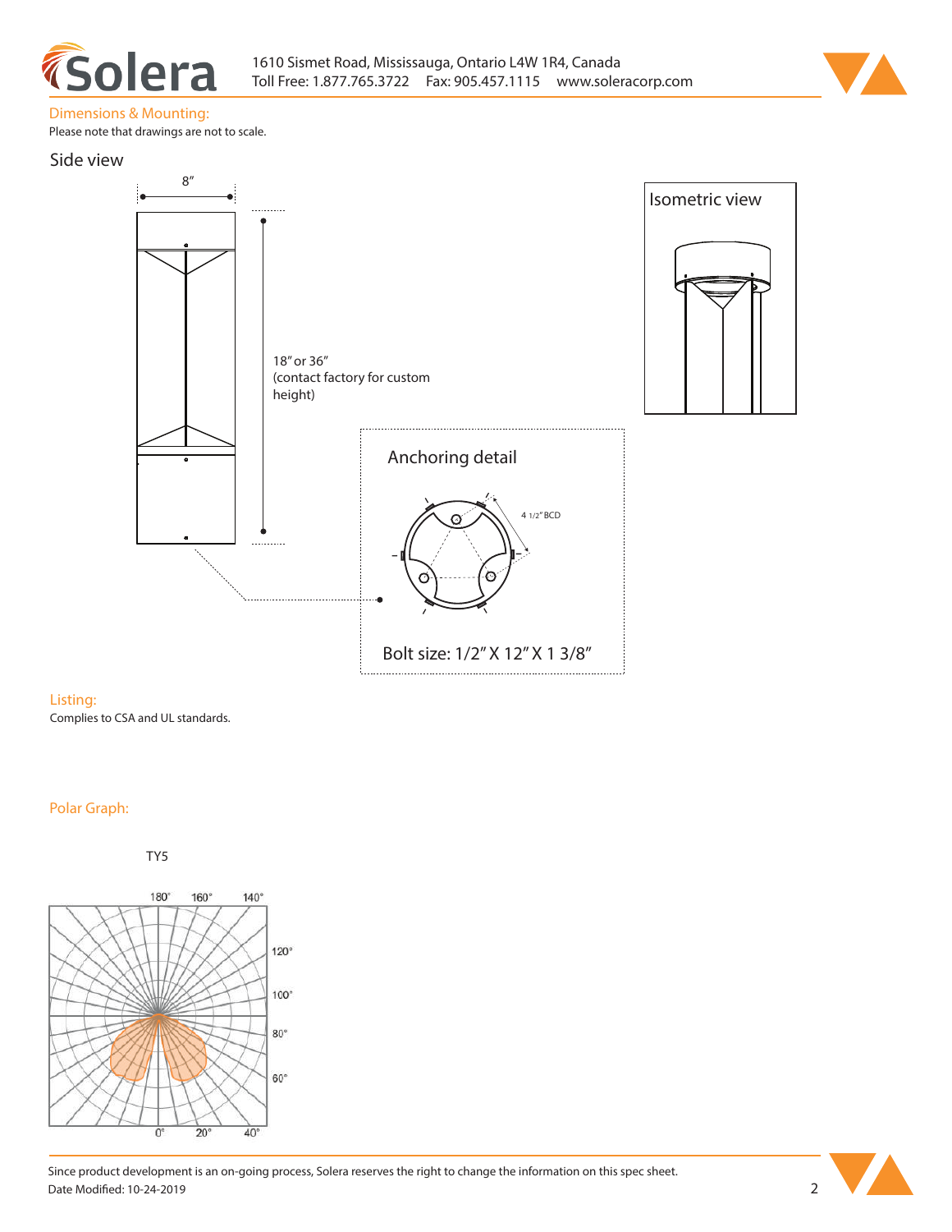1610 Sismet Road, Mississauga, Ontario L4W 1R4, Canada
Toll Free: 1.877.765.3722 Fax: 905.457.1115 www.soleracorp.com

## Dimensions & Mounting:

Please note that drawings are not to scale.

### Side view

8″

18″ or 36″
(contact factory for custom height)

### Isometric view

### Anchoring detail

4 1/2″ BCD

Bolt size: 1/2″ X 12″ X 1 3/8″

## Listing:

Complies to CSA and UL standards.

## Polar Graph:

TY5

180° 160° 140°
120°
100°
80°
60°
0° 20° 40°

Since product development is an on-going process, Solera reserves the right to change the information on this spec sheet.
Date Modified: 10-24-2019